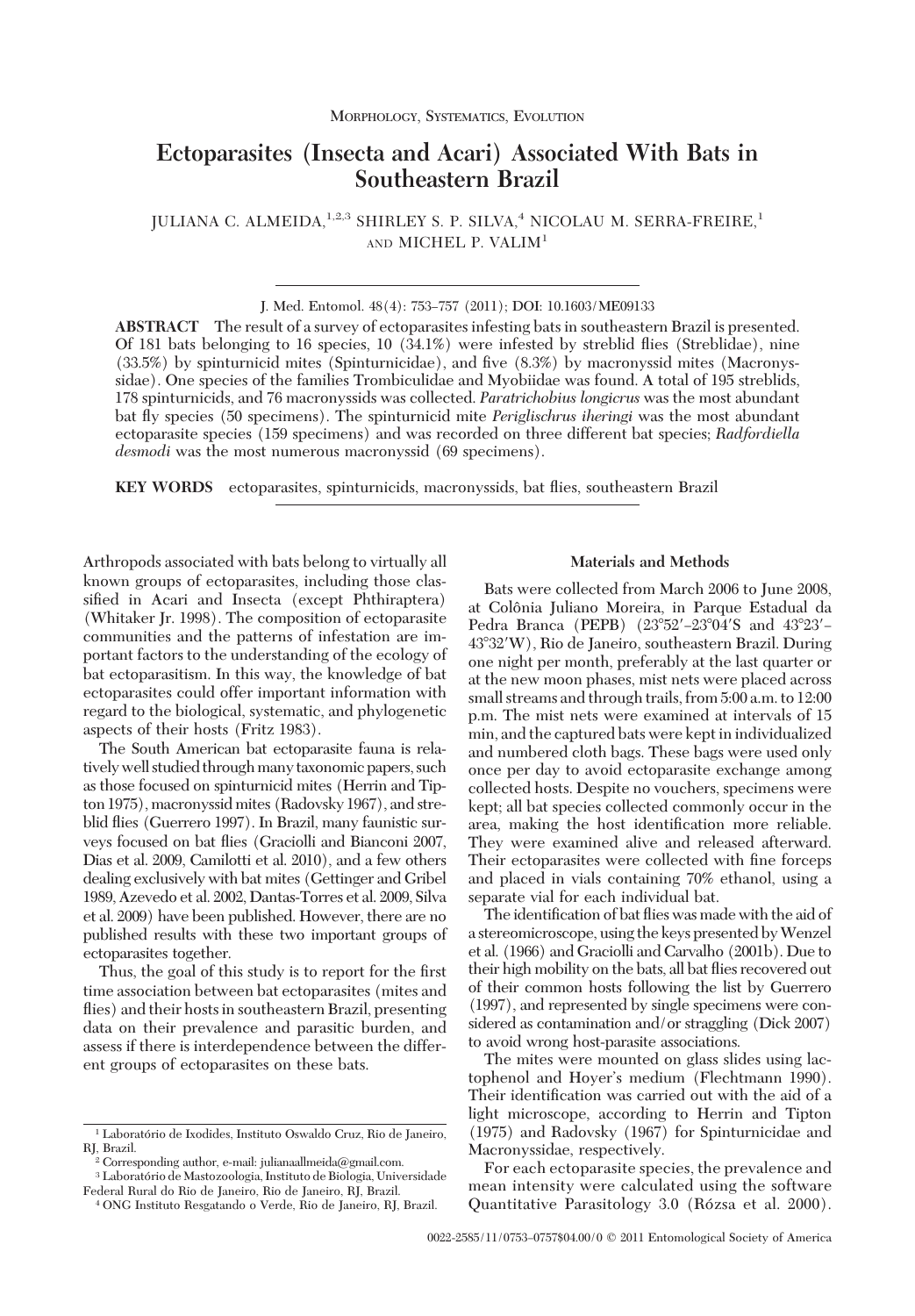Morphology, Systematics, Evolution

# Ectoparasites (Insecta and Acari) Associated With Bats in Southeastern Brazil

JULIANA C. ALMEIDA,[1,2,3] SHIRLEY S. P. SILVA,[4] NICOLAU M. SERRA-FREIRE,[1] AND MICHEL P. VALIM[1]

J. Med. Entomol. 48(4): 753–757 (2011); DOI: 10.1603/ME09133

**ABSTRACT** The result of a survey of ectoparasites infesting bats in southeastern Brazil is presented. Of 181 bats belonging to 16 species, 10 (34.1%) were infested by streblid flies (Streblidae), nine (33.5%) by spinturnicid mites (Spinturnicidae), and five (8.3%) by macronyssid mites (Macronyssidae). One species of the families Trombiculidae and Myobiidae was found. A total of 195 streblids, 178 spinturnicids, and 76 macronyssids was collected. *Paratrichobius longicrus* was the most abundant bat fly species (50 specimens). The spinturnicid mite *Periglischrus iheringi* was the most abundant ectoparasite species (159 specimens) and was recorded on three different bat species; *Radfordiella desmodi* was the most numerous macronyssid (69 specimens).

**KEY WORDS** ectoparasites, spinturnicids, macronyssids, bat flies, southeastern Brazil

Arthropods associated with bats belong to virtually all known groups of ectoparasites, including those classified in Acari and Insecta (except Phthiraptera) (Whitaker Jr. 1998). The composition of ectoparasite communities and the patterns of infestation are important factors to the understanding of the ecology of bat ectoparasitism. In this way, the knowledge of bat ectoparasites could offer important information with regard to the biological, systematic, and phylogenetic aspects of their hosts (Fritz 1983).

The South American bat ectoparasite fauna is relatively well studied through many taxonomic papers, such as those focused on spinturnicid mites (Herrin and Tipton 1975), macronyssid mites (Radovsky 1967), and streblid flies (Guerrero 1997). In Brazil, many faunistic surveys focused on bat flies (Graciolli and Bianconi 2007, Dias et al. 2009, Camilotti et al. 2010), and a few others dealing exclusively with bat mites (Gettinger and Gribel 1989, Azevedo et al. 2002, Dantas-Torres et al. 2009, Silva et al. 2009) have been published. However, there are no published results with these two important groups of ectoparasites together.

Thus, the goal of this study is to report for the first time association between bat ectoparasites (mites and flies) and their hosts in southeastern Brazil, presenting data on their prevalence and parasitic burden, and assess if there is interdependence between the different groups of ectoparasites on these bats.

## Materials and Methods

Bats were collected from March 2006 to June 2008, at Colônia Juliano Moreira, in Parque Estadual da Pedra Branca (PEPB) (23°52′–23°04′S and 43°23′–43°32′W), Rio de Janeiro, southeastern Brazil. During one night per month, preferably at the last quarter or at the new moon phases, mist nets were placed across small streams and through trails, from 5:00 a.m. to 12:00 p.m. The mist nets were examined at intervals of 15 min, and the captured bats were kept in individualized and numbered cloth bags. These bags were used only once per day to avoid ectoparasite exchange among collected hosts. Despite no vouchers, specimens were kept; all bat species collected commonly occur in the area, making the host identification more reliable. They were examined alive and released afterward. Their ectoparasites were collected with fine forceps and placed in vials containing 70% ethanol, using a separate vial for each individual bat.

The identification of bat flies was made with the aid of a stereomicroscope, using the keys presented by Wenzel et al. (1966) and Graciolli and Carvalho (2001b). Due to their high mobility on the bats, all bat flies recovered out of their common hosts following the list by Guerrero (1997), and represented by single specimens were considered as contamination and/or straggling (Dick 2007) to avoid wrong host-parasite associations.

The mites were mounted on glass slides using lactophenol and Hoyer's medium (Flechtmann 1990). Their identification was carried out with the aid of a light microscope, according to Herrin and Tipton (1975) and Radovsky (1967) for Spinturnicidae and Macronyssidae, respectively.

For each ectoparasite species, the prevalence and mean intensity were calculated using the software Quantitative Parasitology 3.0 (Rózsa et al. 2000).

[1] Laboratório de Ixodides, Instituto Oswaldo Cruz, Rio de Janeiro, RJ, Brazil.

[2] Corresponding author, e-mail: julianaallmeida@gmail.com.

[3] Laboratório de Mastozoologia, Instituto de Biologia, Universidade Federal Rural do Rio de Janeiro, Rio de Janeiro, RJ, Brazil.

[4] ONG Instituto Resgatando o Verde, Rio de Janeiro, RJ, Brazil.

0022-2585/11/0753–0757$04.00/0 © 2011 Entomological Society of America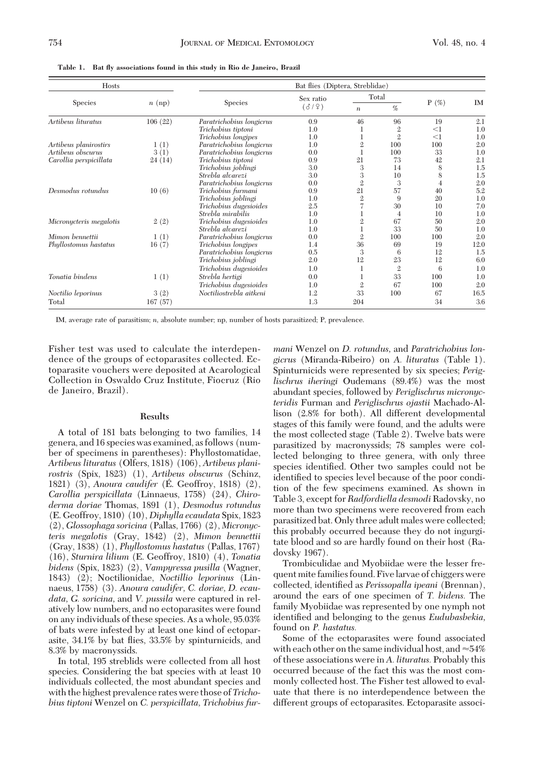Table 1. Bat fly associations found in this study in Rio de Janeiro, Brazil

| Hosts | | Bat flies (Diptera, Streblidae) | | | | | |
|---|---|---|---|---|---|---|---|
| Species | *n* (np) | Species | Sex ratio (♂/♀) | Total *n* | Total % | P (%) | IM |
| *Artibeus lituratus* | 106 (22) | *Paratrichobius longicrus* | 0.9 | 46 | 96 | 19 | 2.1 |
| | | *Trichobius tiptoni* | 1.0 | 1 | 2 | <1 | 1.0 |
| | | *Trichobius longipes* | 1.0 | 1 | 2 | <1 | 1.0 |
| *Artibeus planirostirs* | 1 (1) | *Paratrichobius longicrus* | 1.0 | 2 | 100 | 100 | 2.0 |
| *Artibeus obscurus* | 3 (1) | *Paratrichobius longicrus* | 0.0 | 1 | 100 | 33 | 1.0 |
| *Carollia perspicillata* | 24 (14) | *Trichobius tiptoni* | 0.9 | 21 | 73 | 42 | 2.1 |
| | | *Trichobius joblingi* | 3.0 | 3 | 14 | 8 | 1.5 |
| | | *Strebla alvarezi* | 3.0 | 3 | 10 | 8 | 1.5 |
| | | *Paratrichobius longicrus* | 0.0 | 2 | 3 | 4 | 2.0 |
| *Desmodus rotundus* | 10 (6) | *Trichobius furmani* | 0.9 | 21 | 57 | 40 | 5.2 |
| | | *Trichobius joblingi* | 1.0 | 2 | 9 | 20 | 1.0 |
| | | *Trichobius dugesioides* | 2.5 | 7 | 30 | 10 | 7.0 |
| | | *Strebla mirabilis* | 1.0 | 1 | 4 | 10 | 1.0 |
| *Micronycteris megalotis* | 2 (2) | *Trichobius dugesioides* | 1.0 | 2 | 67 | 50 | 2.0 |
| | | *Strebla alvarezi* | 1.0 | 1 | 33 | 50 | 1.0 |
| *Mimon bennettii* | 1 (1) | *Paratrichobius longicrus* | 0.0 | 2 | 100 | 100 | 2.0 |
| *Phyllostomus hastatus* | 16 (7) | *Trichobius longipes* | 1.4 | 36 | 69 | 19 | 12.0 |
| | | *Paratrichobius longicrus* | 0.5 | 3 | 6 | 12 | 1.5 |
| | | *Trichobius joblingi* | 2.0 | 12 | 23 | 12 | 6.0 |
| | | *Trichobius dugesioides* | 1.0 | 1 | 2 | 6 | 1.0 |
| *Tonatia bindens* | 1 (1) | *Strebla hertigi* | 0.0 | 1 | 33 | 100 | 1.0 |
| | | *Trichobius dugesioides* | 1.0 | 2 | 67 | 100 | 2.0 |
| *Noctilio leporinus* | 3 (2) | *Noctiliostrebla aitkeni* | 1.2 | 33 | 100 | 67 | 16.5 |
| Total | 167 (57) | | 1.3 | 204 | | 34 | 3.6 |

IM, average rate of parasitism; *n*, absolute number; np, number of hosts parasitized; P, prevalence.

Fisher test was used to calculate the interdependence of the groups of ectoparasites collected. Ectoparasite vouchers were deposited at Acarological Collection in Oswaldo Cruz Institute, Fiocruz (Rio de Janeiro, Brazil).

## Results

A total of 181 bats belonging to two families, 14 genera, and 16 species was examined, as follows (number of specimens in parentheses): Phyllostomatidae, *Artibeus lituratus* (Olfers, 1818) (106), *Artibeus planirostris* (Spix, 1823) (1), *Artibeus obscurus* (Schinz, 1821) (3), *Anoura caudifer* (É. Geoffroy, 1818) (2), *Carollia perspicillata* (Linnaeus, 1758) (24), *Chiroderma doriae* Thomas, 1891 (1), *Desmodus rotundus* (E. Geoffroy, 1810) (10), *Diphylla ecaudata* Spix, 1823 (2), *Glossophaga soricina* (Pallas, 1766) (2), *Micronycteris megalotis* (Gray, 1842) (2), *Mimon bennettii* (Gray, 1838) (1), *Phyllostomus hastatus* (Pallas, 1767) (16), *Sturnira lilium* (E. Geoffroy, 1810) (4), *Tonatia bidens* (Spix, 1823) (2), *Vampyressa pusilla* (Wagner, 1843) (2); Noctilionidae, *Noctillio leporinus* (Linnaeus, 1758) (3). *Anoura caudifer, C. doriae, D. ecaudata, G. soricina*, and *V. pussila* were captured in relatively low numbers, and no ectoparasites were found on any individuals of these species. As a whole, 95.03% of bats were infested by at least one kind of ectoparasite, 34.1% by bat flies, 33.5% by spinturnicids, and 8.3% by macronyssids.

In total, 195 streblids were collected from all host species. Considering the bat species with at least 10 individuals collected, the most abundant species and with the highest prevalence rates were those of *Trichobius tiptoni* Wenzel on *C. perspicillata*, *Trichobius furmani* Wenzel on *D. rotundus*, and *Paratrichobius longicrus* (Miranda-Ribeiro) on *A. lituratus* (Table 1). Spinturnicids were represented by six species; *Periglischrus iheringi* Oudemans (89.4%) was the most abundant species, followed by *Periglischrus micronycteridis* Furman and *Periglischrus ojastii* Machado-Allison (2.8% for both). All different developmental stages of this family were found, and the adults were the most collected stage (Table 2). Twelve bats were parasitized by macronyssids; 78 samples were collected belonging to three genera, with only three species identified. Other two samples could not be identified to species level because of the poor condition of the few specimens examined. As shown in Table 3, except for *Radfordiella desmodi* Radovsky, no more than two specimens were recovered from each parasitized bat. Only three adult males were collected; this probably occurred because they do not ingurgitate blood and so are hardly found on their host (Radovsky 1967).

Trombiculidae and Myobiidae were the lesser frequent mite families found. Five larvae of chiggers were collected, identified as *Perissopalla ipeani* (Brennan), around the ears of one specimen of *T. bidens.* The family Myobiidae was represented by one nymph not identified and belonging to the genus *Eudubasbekia*, found on *P. hastatus.*

Some of the ectoparasites were found associated with each other on the same individual host, and ≈54% of these associations were in *A. lituratus.* Probably this occurred because of the fact this was the most commonly collected host. The Fisher test allowed to evaluate that there is no interdependence between the different groups of ectoparasites. Ectoparasite associ-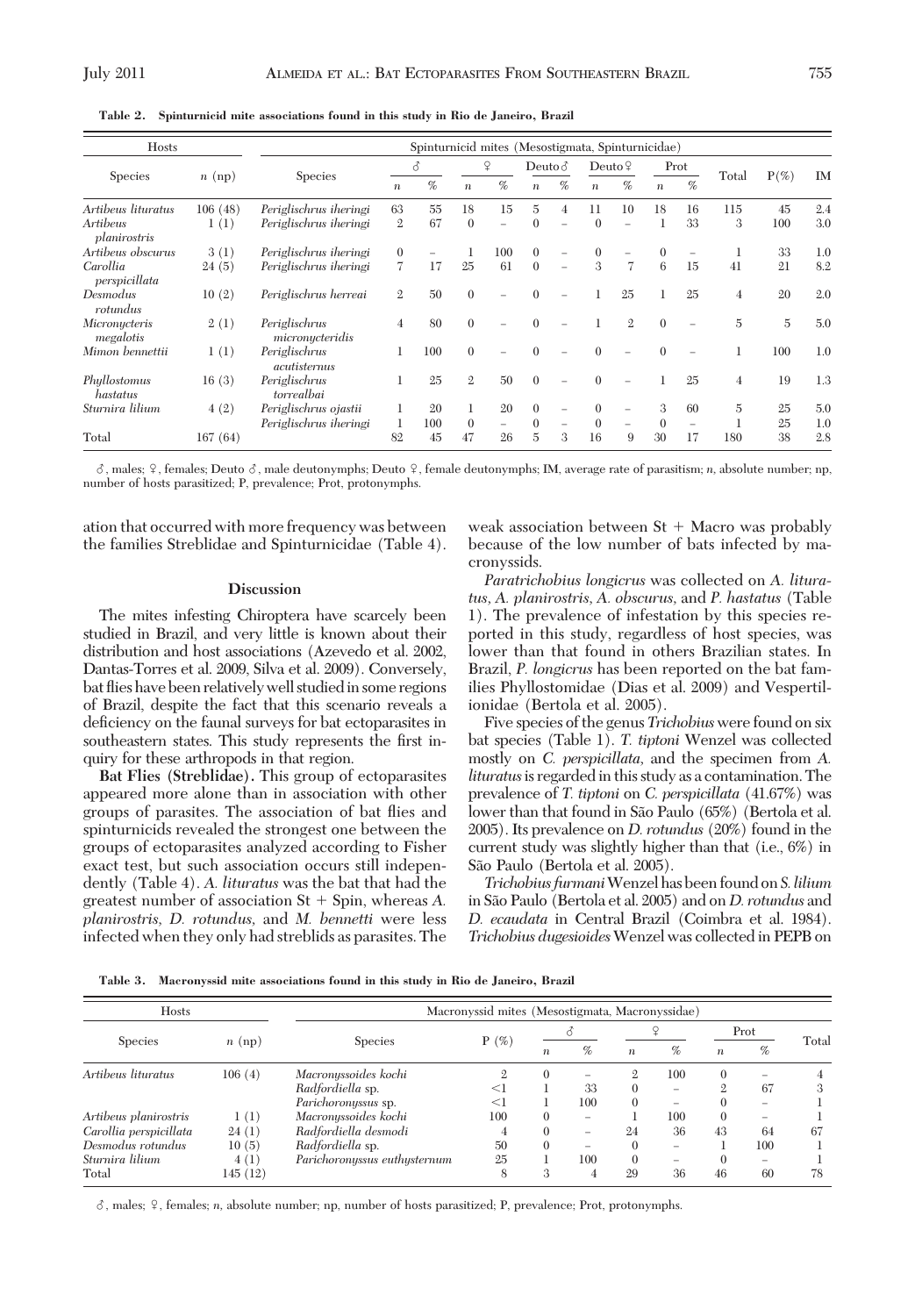**Table 2. Spinturnicid mite associations found in this study in Rio de Janeiro, Brazil**

| Hosts | | Spinturnicid mites (Mesostigmata, Spinturnicidae) | | | | | | | | | | | | | | |
|---|---|---|---|---|---|---|---|---|---|---|---|---|---|---|---|---|
| Species | *n* (np) | Species | ♂ | | ♀ | | Deuto♂ | | Deuto♀ | | Prot | | Total | P(%) | IM |
| | | | *n* | % | *n* | % | *n* | % | *n* | % | *n* | % | | | |
| *Artibeus lituratus* | 106 (48) | *Periglischrus iheringi* | 63 | 55 | 18 | 15 | 5 | 4 | 11 | 10 | 18 | 16 | 115 | 45 | 2.4 |
| *Artibeus planirostris* | 1 (1) | *Periglischrus iheringi* | 2 | 67 | 0 | – | 0 | – | 0 | – | 1 | 33 | 3 | 100 | 3.0 |
| *Artibeus obscurus* | 3 (1) | *Periglischrus iheringi* | 0 | – | 1 | 100 | 0 | – | 0 | – | 0 | – | 1 | 33 | 1.0 |
| *Carollia perspicillata* | 24 (5) | *Periglischrus iheringi* | 7 | 17 | 25 | 61 | 0 | – | 3 | 7 | 6 | 15 | 41 | 21 | 8.2 |
| *Desmodus rotundus* | 10 (2) | *Periglischrus herreai* | 2 | 50 | 0 | – | 0 | – | 1 | 25 | 1 | 25 | 4 | 20 | 2.0 |
| *Micronycteris megalotis* | 2 (1) | *Periglischrus micronycteridis* | 4 | 80 | 0 | – | 0 | – | 1 | 2 | 0 | – | 5 | 5 | 5.0 |
| *Mimon bennettii* | 1 (1) | *Periglischrus acutisternus* | 1 | 100 | 0 | – | 0 | – | 0 | – | 0 | – | 1 | 100 | 1.0 |
| *Phyllostomus hastatus* | 16 (3) | *Periglischrus torrealbai* | 1 | 25 | 2 | 50 | 0 | – | 0 | – | 1 | 25 | 4 | 19 | 1.3 |
| *Sturnira lilium* | 4 (2) | *Periglischrus ojastii* | 1 | 20 | 1 | 20 | 0 | – | 0 | – | 3 | 60 | 5 | 25 | 5.0 |
| | | *Periglischrus iheringi* | 1 | 100 | 0 | – | 0 | – | 0 | – | 0 | – | 1 | 25 | 1.0 |
| Total | 167 (64) | | 82 | 45 | 47 | 26 | 5 | 3 | 16 | 9 | 30 | 17 | 180 | 38 | 2.8 |

♂, males; ♀, females; Deuto ♂, male deutonymphs; Deuto ♀, female deutonymphs; IM, average rate of parasitism; *n*, absolute number; np, number of hosts parasitized; P, prevalence; Prot, protonymphs.

ation that occurred with more frequency was between the families Streblidae and Spinturnicidae (Table 4).

## Discussion

The mites infesting Chiroptera have scarcely been studied in Brazil, and very little is known about their distribution and host associations (Azevedo et al. 2002, Dantas-Torres et al. 2009, Silva et al. 2009). Conversely, bat flies have been relatively well studied in some regions of Brazil, despite the fact that this scenario reveals a deficiency on the faunal surveys for bat ectoparasites in southeastern states. This study represents the first inquiry for these arthropods in that region.

**Bat Flies (Streblidae).** This group of ectoparasites appeared more alone than in association with other groups of parasites. The association of bat flies and spinturnicids revealed the strongest one between the groups of ectoparasites analyzed according to Fisher exact test, but such association occurs still independently (Table 4). *A. lituratus* was the bat that had the greatest number of association St + Spin, whereas *A. planirostris*, *D. rotundus*, and *M. bennetti* were less infected when they only had streblids as parasites. The weak association between St + Macro was probably because of the low number of bats infected by macronyssids.

*Paratrichobius longicrus* was collected on *A. lituratus*, *A. planirostris*, *A. obscurus*, and *P. hastatus* (Table 1). The prevalence of infestation by this species reported in this study, regardless of host species, was lower than that found in others Brazilian states. In Brazil, *P. longicrus* has been reported on the bat families Phyllostomidae (Dias et al. 2009) and Vespertilionidae (Bertola et al. 2005).

Five species of the genus *Trichobius* were found on six bat species (Table 1). *T. tiptoni* Wenzel was collected mostly on *C. perspicillata*, and the specimen from *A. lituratus* is regarded in this study as a contamination. The prevalence of *T. tiptoni* on *C. perspicillata* (41.67%) was lower than that found in São Paulo (65%) (Bertola et al. 2005). Its prevalence on *D. rotundus* (20%) found in the current study was slightly higher than that (i.e., 6%) in São Paulo (Bertola et al. 2005).

*Trichobius furmani* Wenzel has been found on *S. lilium* in São Paulo (Bertola et al. 2005) and on *D. rotundus* and *D. ecaudata* in Central Brazil (Coimbra et al. 1984). *Trichobius dugesioides* Wenzel was collected in PEPB on

**Table 3. Macronyssid mite associations found in this study in Rio de Janeiro, Brazil**

| Hosts | | Macronyssid mites (Mesostigmata, Macronyssidae) | | | | | | | | |
|---|---|---|---|---|---|---|---|---|---|---|
| Species | *n* (np) | Species | P (%) | ♂ | | ♀ | | Prot | | Total |
| | | | | *n* | % | *n* | % | *n* | % | |
| *Artibeus lituratus* | 106 (4) | *Macronyssoides kochi* | 2 | 0 | – | 2 | 100 | 0 | – | 4 |
| | | *Radfordiella* sp. | <1 | 1 | 33 | 0 | – | 2 | 67 | 3 |
| | | *Parichoronyssus* sp. | <1 | 1 | 100 | 0 | – | 0 | – | 1 |
| *Artibeus planirostris* | 1 (1) | *Macronyssoides kochi* | 100 | 0 | – | 1 | 100 | 0 | – | 1 |
| *Carollia perspicillata* | 24 (1) | *Radfordiella desmodi* | 4 | 0 | – | 24 | 36 | 43 | 64 | 67 |
| *Desmodus rotundus* | 10 (5) | *Radfordiella* sp. | 50 | 0 | – | 0 | – | 1 | 100 | 1 |
| *Sturnira lilium* | 4 (1) | *Parichoronyssus euthysternum* | 25 | 1 | 100 | 0 | – | 0 | – | 1 |
| Total | 145 (12) | | 8 | 3 | 4 | 29 | 36 | 46 | 60 | 78 |

♂, males; ♀, females; *n*, absolute number; np, number of hosts parasitized; P, prevalence; Prot, protonymphs.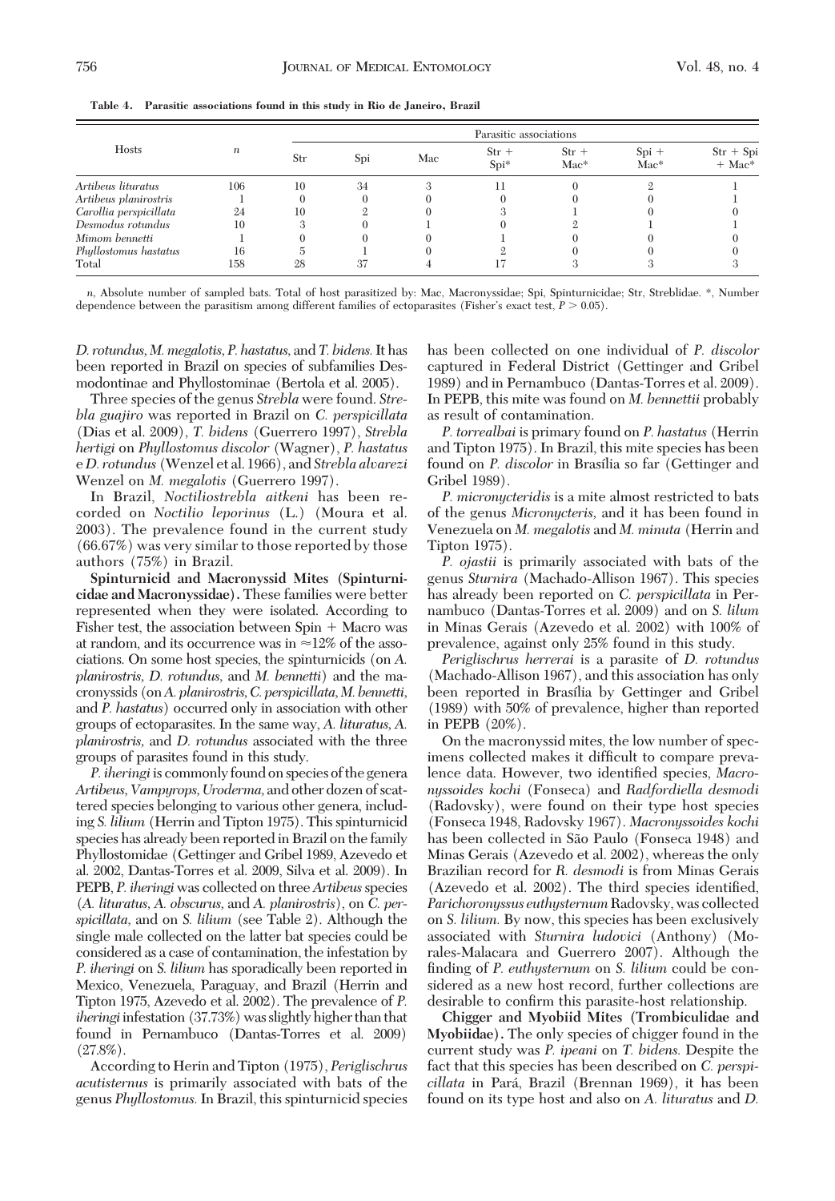**Table 4. Parasitic associations found in this study in Rio de Janeiro, Brazil**

| Hosts | $n$ | Parasitic associations | | | | | | |
|---|---|---|---|---|---|---|---|---|
| | | Str | Spi | Mac | Str + Spi* | Str + Mac* | Spi + Mac* | Str + Spi + Mac* |
| *Artibeus lituratus* | 106 | 10 | 34 | 3 | 11 | 0 | 2 | 1 |
| *Artibeus planirostris* | 1 | 0 | 0 | 0 | 0 | 0 | 0 | 1 |
| *Carollia perspicillata* | 24 | 10 | 2 | 0 | 3 | 1 | 0 | 0 |
| *Desmodus rotundus* | 10 | 3 | 0 | 1 | 0 | 2 | 1 | 1 |
| *Mimom bennetti* | 1 | 0 | 0 | 0 | 1 | 0 | 0 | 0 |
| *Phyllostomus hastatus* | 16 | 5 | 1 | 0 | 2 | 0 | 0 | 0 |
| Total | 158 | 28 | 37 | 4 | 17 | 3 | 3 | 3 |

$n$, Absolute number of sampled bats. Total of host parasitized by: Mac, Macronyssidae; Spi, Spinturnicidae; Str, Streblidae. *, Number dependence between the parasitism among different families of ectoparasites (Fisher's exact test, $P > 0.05$).

*D. rotundus, M. megalotis, P. hastatus,* and *T. bidens.* It has been reported in Brazil on species of subfamilies Desmodontinae and Phyllostominae (Bertola et al. 2005).

Three species of the genus *Strebla* were found. *Strebla guajiro* was reported in Brazil on *C. perspicillata* (Dias et al. 2009), *T. bidens* (Guerrero 1997), *Strebla hertigi* on *Phyllostomus discolor* (Wagner), *P. hastatus* e *D. rotundus* (Wenzel et al. 1966), and *Strebla alvarezi* Wenzel on *M. megalotis* (Guerrero 1997).

In Brazil, *Noctiliostrebla aitkeni* has been recorded on *Noctilio leporinus* (L.) (Moura et al. 2003). The prevalence found in the current study (66.67%) was very similar to those reported by those authors (75%) in Brazil.

**Spinturnicid and Macronyssid Mites (Spinturnicidae and Macronyssidae).** These families were better represented when they were isolated. According to Fisher test, the association between Spin + Macro was at random, and its occurrence was in ≈12% of the associations. On some host species, the spinturnicids (on *A. planirostris, D. rotundus,* and *M. bennetti*) and the macronyssids (on *A. planirostris, C. perspicillata, M. bennetti,* and *P. hastatus*) occurred only in association with other groups of ectoparasites. In the same way, *A. lituratus, A. planirostris,* and *D. rotundus* associated with the three groups of parasites found in this study.

*P. iheringi* is commonly found on species of the genera *Artibeus, Vampyrops, Uroderma,* and other dozen of scattered species belonging to various other genera, including *S. lilium* (Herrin and Tipton 1975). This spinturnicid species has already been reported in Brazil on the family Phyllostomidae (Gettinger and Gribel 1989, Azevedo et al. 2002, Dantas-Torres et al. 2009, Silva et al. 2009). In PEPB, *P. iheringi* was collected on three *Artibeus* species (*A. lituratus, A. obscurus,* and *A. planirostris*), on *C. perspicillata,* and on *S. lilium* (see Table 2). Although the single male collected on the latter bat species could be considered as a case of contamination, the infestation by *P. iheringi* on *S. lilium* has sporadically been reported in Mexico, Venezuela, Paraguay, and Brazil (Herrin and Tipton 1975, Azevedo et al. 2002). The prevalence of *P. iheringi* infestation (37.73%) was slightly higher than that found in Pernambuco (Dantas-Torres et al. 2009) (27.8%).

According to Herin and Tipton (1975), *Periglischrus acutisternus* is primarily associated with bats of the genus *Phyllostomus.* In Brazil, this spinturnicid species has been collected on one individual of *P. discolor* captured in Federal District (Gettinger and Gribel 1989) and in Pernambuco (Dantas-Torres et al. 2009). In PEPB, this mite was found on *M. bennettii* probably as result of contamination.

*P. torrealbai* is primary found on *P. hastatus* (Herrin and Tipton 1975). In Brazil, this mite species has been found on *P. discolor* in Brasília so far (Gettinger and Gribel 1989).

*P. micronycteridis* is a mite almost restricted to bats of the genus *Micronycteris,* and it has been found in Venezuela on *M. megalotis* and *M. minuta* (Herrin and Tipton 1975).

*P. ojastii* is primarily associated with bats of the genus *Sturnira* (Machado-Allison 1967). This species has already been reported on *C. perspicillata* in Pernambuco (Dantas-Torres et al. 2009) and on *S. lilum* in Minas Gerais (Azevedo et al. 2002) with 100% of prevalence, against only 25% found in this study.

*Periglischrus herrerai* is a parasite of *D. rotundus* (Machado-Allison 1967), and this association has only been reported in Brasília by Gettinger and Gribel (1989) with 50% of prevalence, higher than reported in PEPB (20%).

On the macronyssid mites, the low number of specimens collected makes it difficult to compare prevalence data. However, two identified species, *Macronyssoides kochi* (Fonseca) and *Radfordiella desmodi* (Radovsky), were found on their type host species (Fonseca 1948, Radovsky 1967). *Macronyssoides kochi* has been collected in São Paulo (Fonseca 1948) and Minas Gerais (Azevedo et al. 2002), whereas the only Brazilian record for *R. desmodi* is from Minas Gerais (Azevedo et al. 2002). The third species identified, *Parichoronyssus euthysternum* Radovsky, was collected on *S. lilium.* By now, this species has been exclusively associated with *Sturnira ludovici* (Anthony) (Morales-Malacara and Guerrero 2007). Although the finding of *P. euthysternum* on *S. lilium* could be considered as a new host record, further collections are desirable to confirm this parasite-host relationship.

**Chigger and Myobiid Mites (Trombiculidae and Myobiidae).** The only species of chigger found in the current study was *P. ipeani* on *T. bidens.* Despite the fact that this species has been described on *C. perspicillata* in Pará, Brazil (Brennan 1969), it has been found on its type host and also on *A. lituratus* and *D.*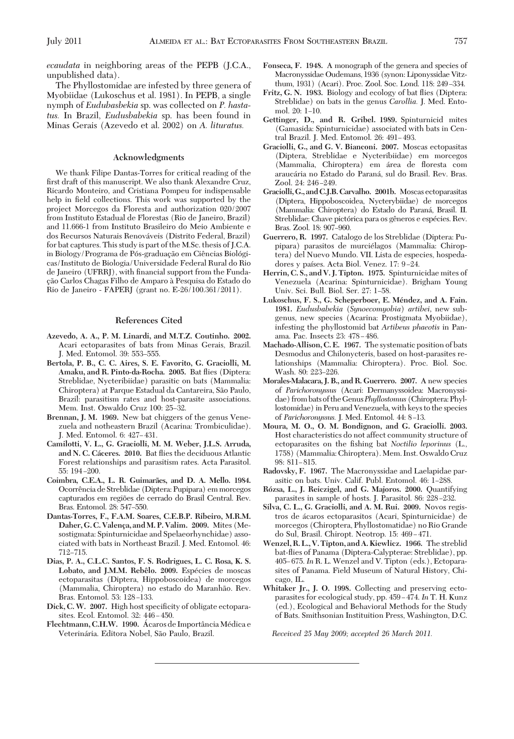*ecaudata* in neighboring areas of the PEPB (J.C.A., unpublished data).

The Phyllostomidae are infested by three genera of Myobiidae (Lukoschus et al. 1981). In PEPB, a single nymph of *Eudubasbekia* sp. was collected on *P. hastatus.* In Brazil, *Eudusbabekia* sp. has been found in Minas Gerais (Azevedo et al. 2002) on *A. lituratus.*

### Acknowledgments

We thank Filipe Dantas-Torres for critical reading of the first draft of this manuscript. We also thank Alexandre Cruz, Ricardo Monteiro, and Cristiana Pompeu for indispensable help in field collections. This work was supported by the project Morcegos da Floresta and authorization 020/2007 from Instituto Estadual de Florestas (Rio de Janeiro, Brazil) and 11.666-1 from Instituto Brasileiro do Meio Ambiente e dos Recursos Naturais Renováveis (Distrito Federal, Brazil) for bat captures. This study is part of the M.Sc. thesis of J.C.A. in Biology/Programa de Pós-graduação em Ciências Biológicas/Instituto de Biologia/Universidade Federal Rural do Rio de Janeiro (UFRRJ), with financial support from the Fundação Carlos Chagas Filho de Amparo à Pesquisa do Estado do Rio de Janeiro - FAPERJ (grant no. E-26/100.361/2011).

### References Cited

**Azevedo, A. A., P. M. Linardi, and M.T.Z. Coutinho. 2002.** Acari ectoparasites of bats from Minas Gerais, Brazil. J. Med. Entomol. 39: 553–555.

**Bertola, P. B., C. C. Aires, S. E. Favorito, G. Graciolli, M. Amaku, and R. Pinto-da-Rocha. 2005.** Bat flies (Diptera: Streblidae, Nycteribiidae) parasitic on bats (Mammalia: Chiroptera) at Parque Estadual da Cantareira, São Paulo, Brazil: parasitism rates and host-parasite associations. Mem. Inst. Oswaldo Cruz 100: 25–32.

**Brennan, J. M. 1969.** New bat chiggers of the genus Venezuela and notheastern Brazil (Acarina: Trombiculidae). J. Med. Entomol. 6: 427–431.

**Camilotti, V. L., G. Graciolli, M. M. Weber, J.L.S. Arruda, and N. C. Cáceres. 2010.** Bat flies the deciduous Atlantic Forest relationships and parasitism rates. Acta Parasitol. 55: 194–200.

**Coimbra, C.E.A., L. R. Guimarães, and D. A. Mello. 1984.** Ocorrência de Streblidae (Diptera: Pupipara) em morcegos capturados em regiões de cerrado do Brasil Central. Rev. Bras. Entomol. 28: 547–550.

**Dantas-Torres, F., F.A.M. Soares, C.E.B.P. Ribeiro, M.R.M. Daher, G. C. Valença, and M. P. Valim. 2009.** Mites (Mesostigmata: Spinturnicidae and Spelaeorhynchidae) associated with bats in Northeast Brazil. J. Med. Entomol. 46: 712–715.

**Dias, P. A., C.L.C. Santos, F. S. Rodrigues, L. C. Rosa, K. S. Lobato, and J.M.M. Rebêlo. 2009.** Espécies de moscas ectoparasitas (Diptera, Hippoboscoidea) de morcegos (Mammalia, Chiroptera) no estado do Maranhão. Rev. Bras. Entomol. 53: 128–133.

**Dick, C. W. 2007.** High host specificity of obligate ectoparasites. Ecol. Entomol. 32: 446–450.

**Flechtmann, C.H.W. 1990.** Ácaros de Importância Médica e Veterinária. Editora Nobel, São Paulo, Brazil.

**Fonseca, F. 1948.** A monograph of the genera and species of Macronyssidae Oudemans, 1936 (synon: Liponyssidae Vitzthum, 1931) (Acari). Proc. Zool. Soc. Lond. 118: 249–334.

**Fritz, G. N. 1983.** Biology and ecology of bat flies (Diptera: Streblidae) on bats in the genus *Carollia.* J. Med. Entomol. 20: 1–10.

**Gettinger, D., and R. Gribel. 1989.** Spinturnicid mites (Gamasida: Spinturnicidae) associated with bats in Central Brazil. J. Med. Entomol. 26: 491–493.

**Graciolli, G., and G. V. Bianconi. 2007.** Moscas ectopasitas (Diptera, Streblidae e Nycteribiidae) em morcegos (Mammalia, Chiroptera) em área de floresta com araucária no Estado do Paraná, sul do Brasil. Rev. Bras. Zool. 24: 246–249.

**Graciolli, G., and C.J.B. Carvalho. 2001b.** Moscas ectoparasitas (Diptera, Hippoboscoidea, Nycterybiidae) de morcegos (Mammalia: Chiroptera) do Estado do Paraná, Brasil. II. Streblidae: Chave pictórica para os gêneros e espécies. Rev. Bras. Zool. 18: 907–960.

**Guerrero, R. 1997.** Catalogo de los Streblidae (Diptera: Pupipara) parasitos de murciélagos (Mammalia: Chiroptera) del Nuevo Mundo. VII. Lista de especies, hospedadores y países. Acta Biol. Venez. 17: 9–24.

**Herrin, C. S., and V. J. Tipton. 1975.** Spinturnicidae mites of Venezuela (Acarina: Spinturnicidae). Brigham Young Univ. Sci. Bull. Biol. Ser. 27: 1–58.

**Lukoschus, F. S., G. Scheperboer, E. Méndez, and A. Fain. 1981.** *Eudusbabekia* (*Synoecomyobia*) *artibei*, new subgenus, new species (Acarina: Prostigmata Myobiidae), infesting the phyllostomid bat *Artibeus phaeotis* in Panama. Pac. Insects 23: 478–486.

**Machado-Allison, C. E. 1967.** The systematic position of bats Desmodus and Chilonycteris, based on host-parasites relationships (Mammalia: Chiroptera). Proc. Biol. Soc. Wash. 80: 223–226.

**Morales-Malacara, J. B., and R. Guerrero. 2007.** A new species of *Parichoronyssus* (Acari: Dermanyssoidea: Macronyssidae) from bats of the Genus *Phyllostomus* (Chiroptera: Phyllostomidae) in Peru and Venezuela, with keys to the species of *Parichoronyssus.* J. Med. Entomol. 44: 8–13.

**Moura, M. O., O. M. Bondignon, and G. Graciolli. 2003.** Host characteristics do not affect community structure of ectoparasites on the fishing bat *Noctilio leporinus* (L., 1758) (Mammalia: Chiroptera). Mem. Inst. Oswaldo Cruz 98: 811–815.

**Radovsky, F. 1967.** The Macronyssidae and Laelapidae parasitic on bats. Univ. Calif. Publ. Entomol. 46: 1–288.

**Rózsa, L., J. Reiczigel, and G. Majoros. 2000.** Quantifying parasites in sample of hosts. J. Parasitol. 86: 228–232.

**Silva, C. L., G. Graciolli, and A. M. Rui. 2009.** Novos registros de ácaros ectoparasitos (Acari, Spinturnicidae) de morcegos (Chiroptera, Phyllostomatidae) no Rio Grande do Sul, Brasil. Chiropt. Neotrop. 15: 469–471.

**Wenzel, R. L., V. Tipton, and A. Kiewlicz. 1966.** The streblid bat-flies of Panama (Diptera-Calypterae: Streblidae), pp. 405–675. *In* R. L. Wenzel and V. Tipton (eds.), Ectoparasites of Panama. Field Museum of Natural History, Chicago, IL.

**Whitaker Jr., J. O. 1998.** Collecting and preserving ectoparasites for ecological study, pp. 459–474. *In* T. H. Kunz (ed.), Ecological and Behavioral Methods for the Study of Bats. Smithsonian Instituition Press, Washington, D.C.

*Received 25 May 2009; accepted 26 March 2011.*